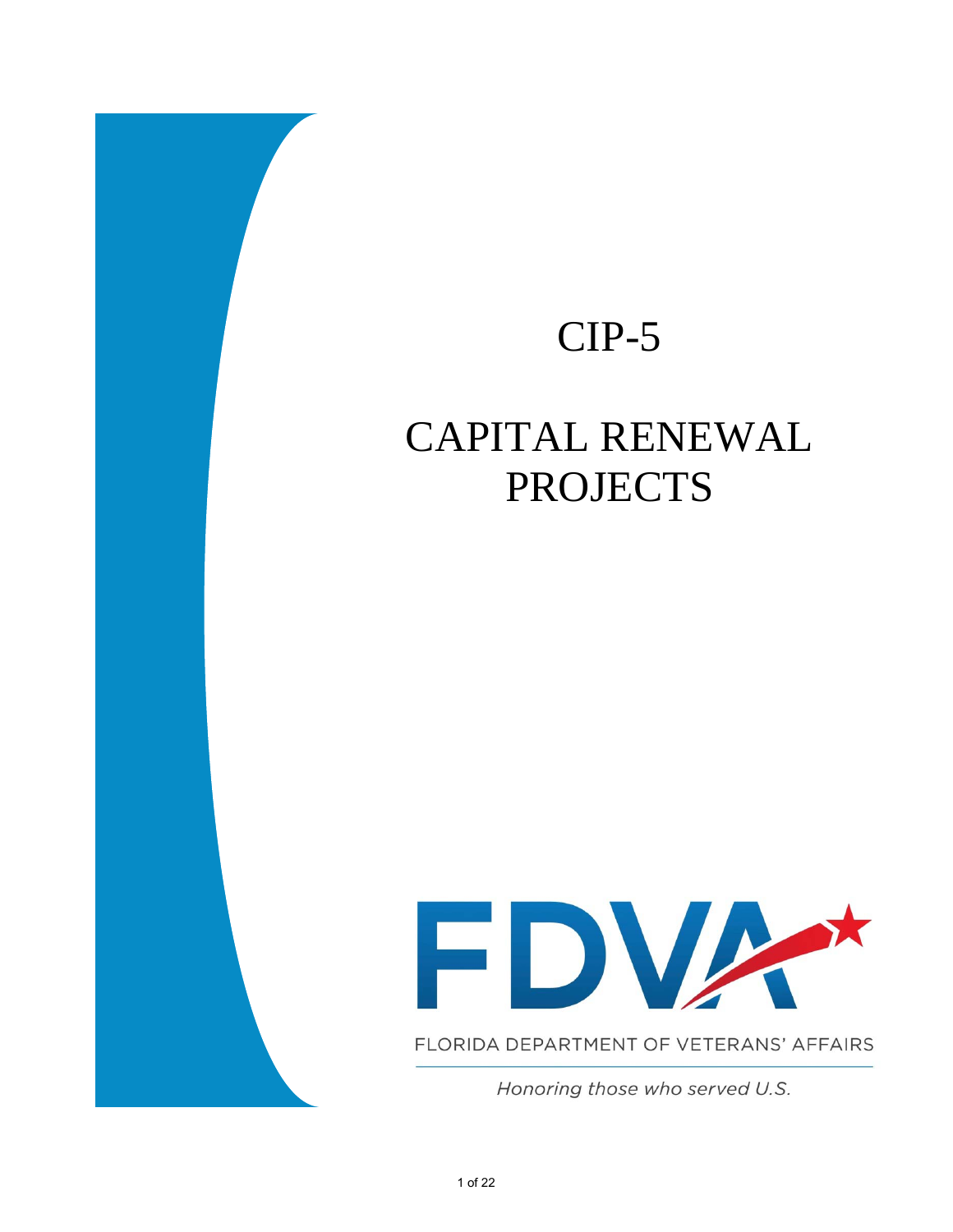# CIP-5

# CAPITAL RENEWAL PROJECTS

FDVA

FLORIDA DEPARTMENT OF VETERANS' AFFAIRS

*Honoring those who served U.S.*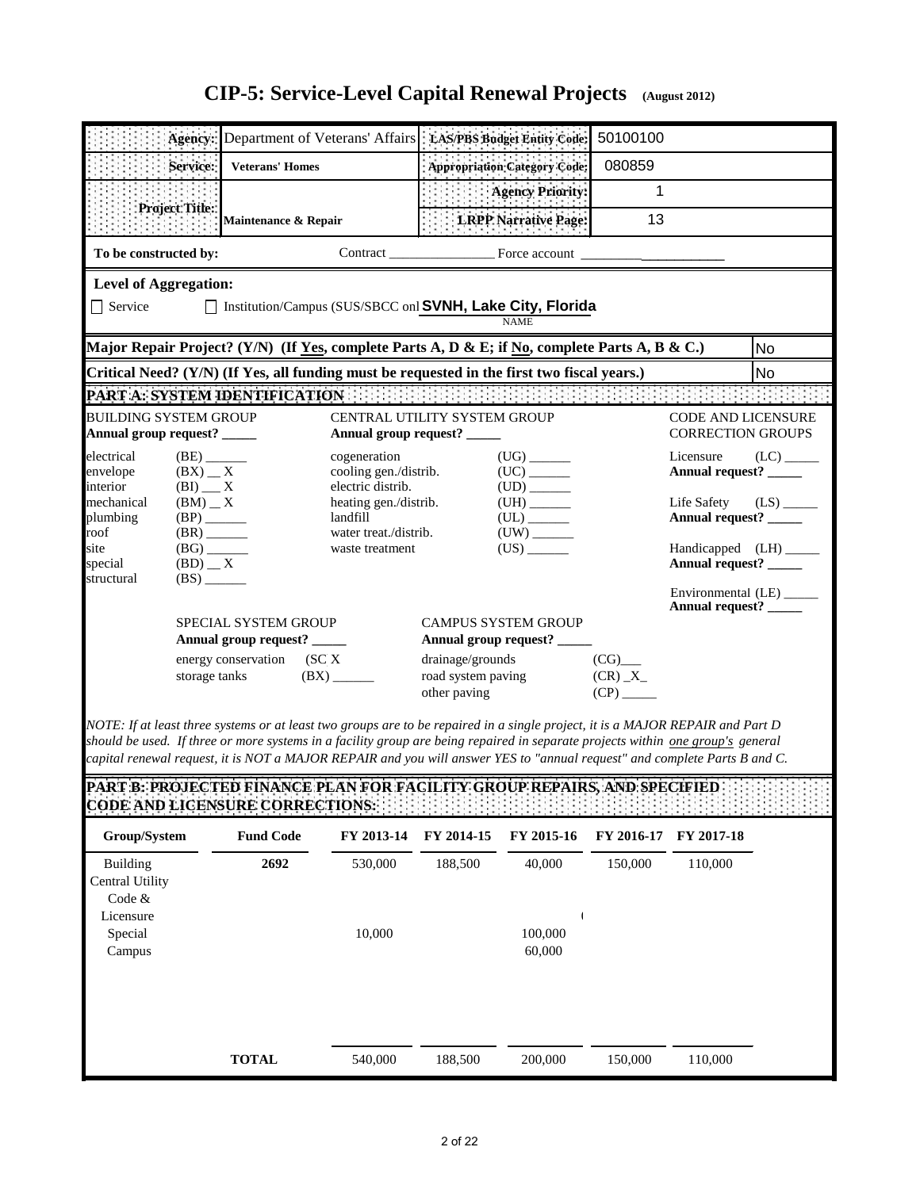# CIP-5: Service-Level Capital Renewal Projects (August 2012)

| | | | |
|---|---|---|---|
| **Agency:** | Department of Veterans' Affairs | **LAS/PBS Budget Entity Code:** | 50100100 |
| **Service:** | **Veterans' Homes** | **Appropriation Category Code:** | 080859 |
| **Project Title:** | **Maintenance & Repair** | **Agency Priority:** | 1 |
| | | **LRPP Narrative Page:** | 13 |

**To be constructed by:** Contract ________________ Force account ____________________

**Level of Aggregation:**

☐ Service ☐ Institution/Campus (SUS/SBCC onl **SVNH, Lake City, Florida**
NAME

**Major Repair Project? (Y/N) (If Yes, complete Parts A, D & E; if No, complete Parts A, B & C.)** No

**Critical Need? (Y/N) (If Yes, all funding must be requested in the first two fiscal years.)** No

## PART A: SYSTEM IDENTIFICATION

**BUILDING SYSTEM GROUP**
**Annual group request? _____**

- electrical (BE) ______
- envelope (BX) __ X
- interior (BI) __ X
- mechanical (BM) __ X
- plumbing (BP) ______
- roof (BR) ______
- site (BG) ______
- special (BD) __ X
- structural (BS) ______

**CENTRAL UTILITY SYSTEM GROUP**
**Annual group request? _____**

- cogeneration (UG) ______
- cooling gen./distrib. (UC) ______
- electric distrib. (UD) ______
- heating gen./distrib. (UH) ______
- landfill (UL) ______
- water treat./distrib. (UW) ______
- waste treatment (US) ______

**CODE AND LICENSURE CORRECTION GROUPS**

- Licensure (LC) _____ **Annual request? _____**
- Life Safety (LS) _____ **Annual request? _____**
- Handicapped (LH) _____ **Annual request? _____**
- Environmental (LE) _____ **Annual request? _____**

**SPECIAL SYSTEM GROUP**
**Annual group request? _____**

- energy conservation (SC X
- storage tanks (BX) ______

**CAMPUS SYSTEM GROUP**
**Annual group request? _____**

- drainage/grounds (CG)___
- road system paving (CR) _X_
- other paving (CP) _____

*NOTE: If at least three systems or at least two groups are to be repaired in a single project, it is a MAJOR REPAIR and Part D should be used. If three or more systems in a facility group are being repaired in separate projects within one group's general capital renewal request, it is NOT a MAJOR REPAIR and you will answer YES to "annual request" and complete Parts B and C.*

## PART B: PROJECTED FINANCE PLAN FOR FACILITY GROUP REPAIRS, AND SPECIFIED CODE AND LICENSURE CORRECTIONS:

| Group/System | Fund Code | FY 2013-14 | FY 2014-15 | FY 2015-16 | FY 2016-17 | FY 2017-18 |
|---|---|---|---|---|---|---|
| Building | 2692 | 530,000 | 188,500 | 40,000 | 150,000 | 110,000 |
| Central Utility | | | | | | |
| Code & Licensure | | | | | | |
| Special | | 10,000 | | 100,000 | | |
| Campus | | | | 60,000 | | |
| **TOTAL** | | 540,000 | 188,500 | 200,000 | 150,000 | 110,000 |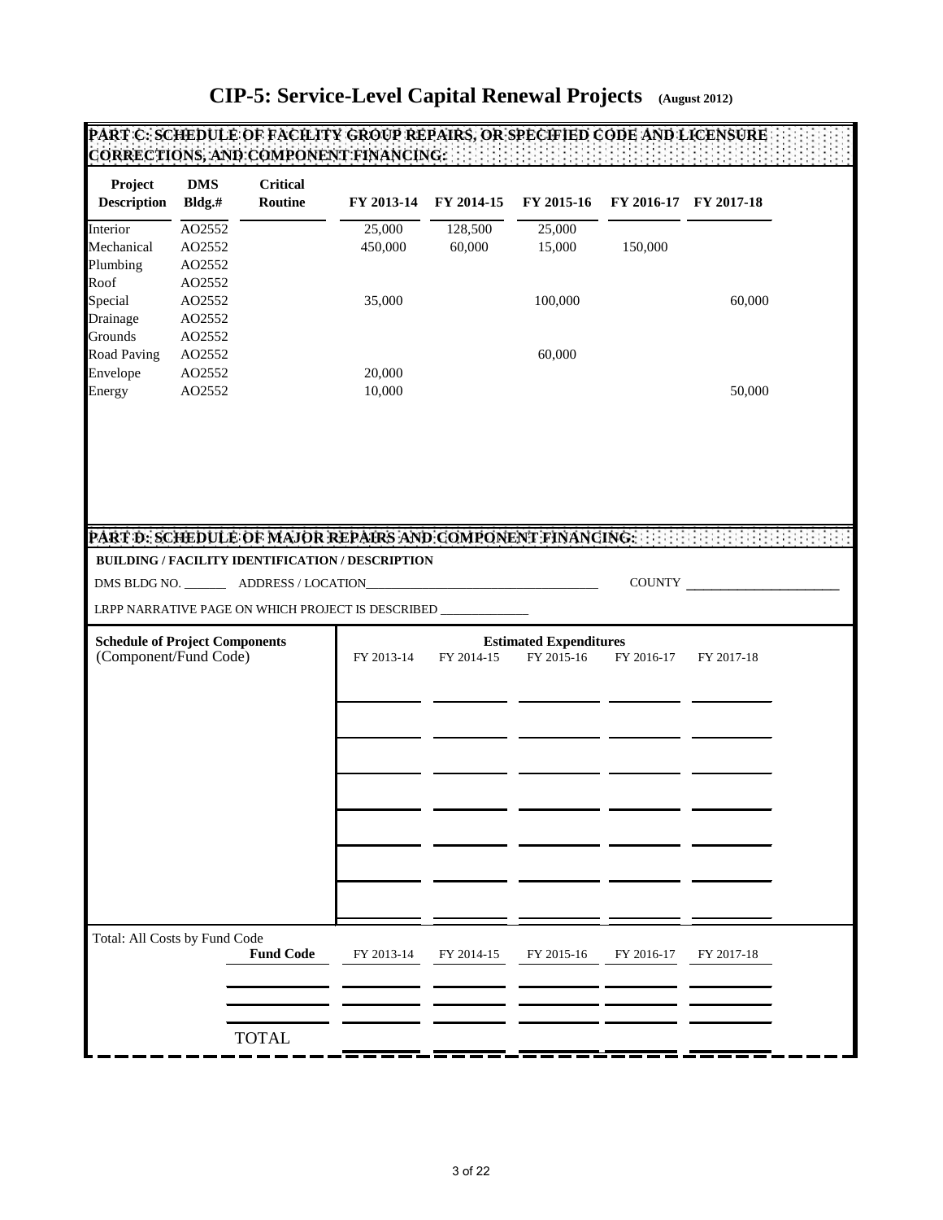# CIP-5: Service-Level Capital Renewal Projects (August 2012)

## PART C: SCHEDULE OF FACILITY GROUP REPAIRS, OR SPECIFIED CODE AND LICENSURE CORRECTIONS, AND COMPONENT FINANCING:

| Project Description | DMS Bldg.# | Critical Routine | FY 2013-14 | FY 2014-15 | FY 2015-16 | FY 2016-17 | FY 2017-18 |
|---|---|---|---|---|---|---|---|
| Interior | AO2552 | | 25,000 | 128,500 | 25,000 | | |
| Mechanical | AO2552 | | 450,000 | 60,000 | 15,000 | 150,000 | |
| Plumbing | AO2552 | | | | | | |
| Roof | AO2552 | | | | | | |
| Special | AO2552 | | 35,000 | | 100,000 | | 60,000 |
| Drainage | AO2552 | | | | | | |
| Grounds | AO2552 | | | | | | |
| Road Paving | AO2552 | | | | 60,000 | | |
| Envelope | AO2552 | | 20,000 | | | | |
| Energy | AO2552 | | 10,000 | | | | 50,000 |

## PART D: SCHEDULE OF MAJOR REPAIRS AND COMPONENT FINANCING:

**BUILDING / FACILITY IDENTIFICATION / DESCRIPTION**

DMS BLDG NO. _______ ADDRESS / LOCATION_____________________________________ COUNTY ________________________

LRPP NARRATIVE PAGE ON WHICH PROJECT IS DESCRIBED ______________

| Schedule of Project Components (Component/Fund Code) | Estimated Expenditures FY 2013-14 | FY 2014-15 | FY 2015-16 | FY 2016-17 | FY 2017-18 |
|---|---|---|---|---|---|
| | | | | | |
| | | | | | |
| | | | | | |
| | | | | | |
| | | | | | |
| | | | | | |
| | | | | | |

Total: All Costs by Fund Code

| Fund Code | FY 2013-14 | FY 2014-15 | FY 2015-16 | FY 2016-17 | FY 2017-18 |
|---|---|---|---|---|---|
| | | | | | |
| | | | | | |
| TOTAL | | | | | |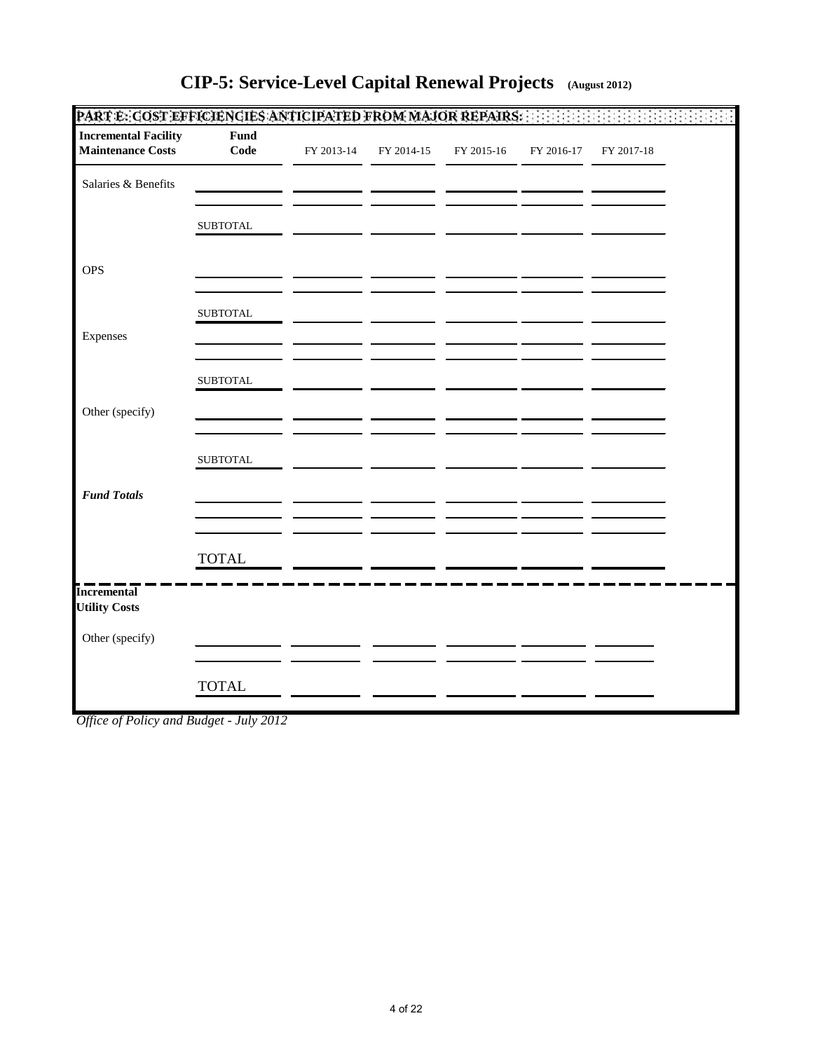# CIP-5: Service-Level Capital Renewal Projects (August 2012)

## PART E: COST EFFICIENCIES ANTICIPATED FROM MAJOR REPAIRS:

| Incremental Facility Maintenance Costs | Fund Code | FY 2013-14 | FY 2014-15 | FY 2015-16 | FY 2016-17 | FY 2017-18 |
|---|---|---|---|---|---|---|
| Salaries & Benefits | | | | | | |
| | | | | | | |
| | SUBTOTAL | | | | | |
| OPS | | | | | | |
| | | | | | | |
| | SUBTOTAL | | | | | |
| Expenses | | | | | | |
| | | | | | | |
| | SUBTOTAL | | | | | |
| Other (specify) | | | | | | |
| | | | | | | |
| | SUBTOTAL | | | | | |
| ***Fund Totals*** | | | | | | |
| | | | | | | |
| | | | | | | |
| | TOTAL | | | | | |

| Incremental Utility Costs | | | | | | |
|---|---|---|---|---|---|---|
| Other (specify) | | | | | | |
| | | | | | | |
| | TOTAL | | | | | |

*Office of Policy and Budget - July 2012*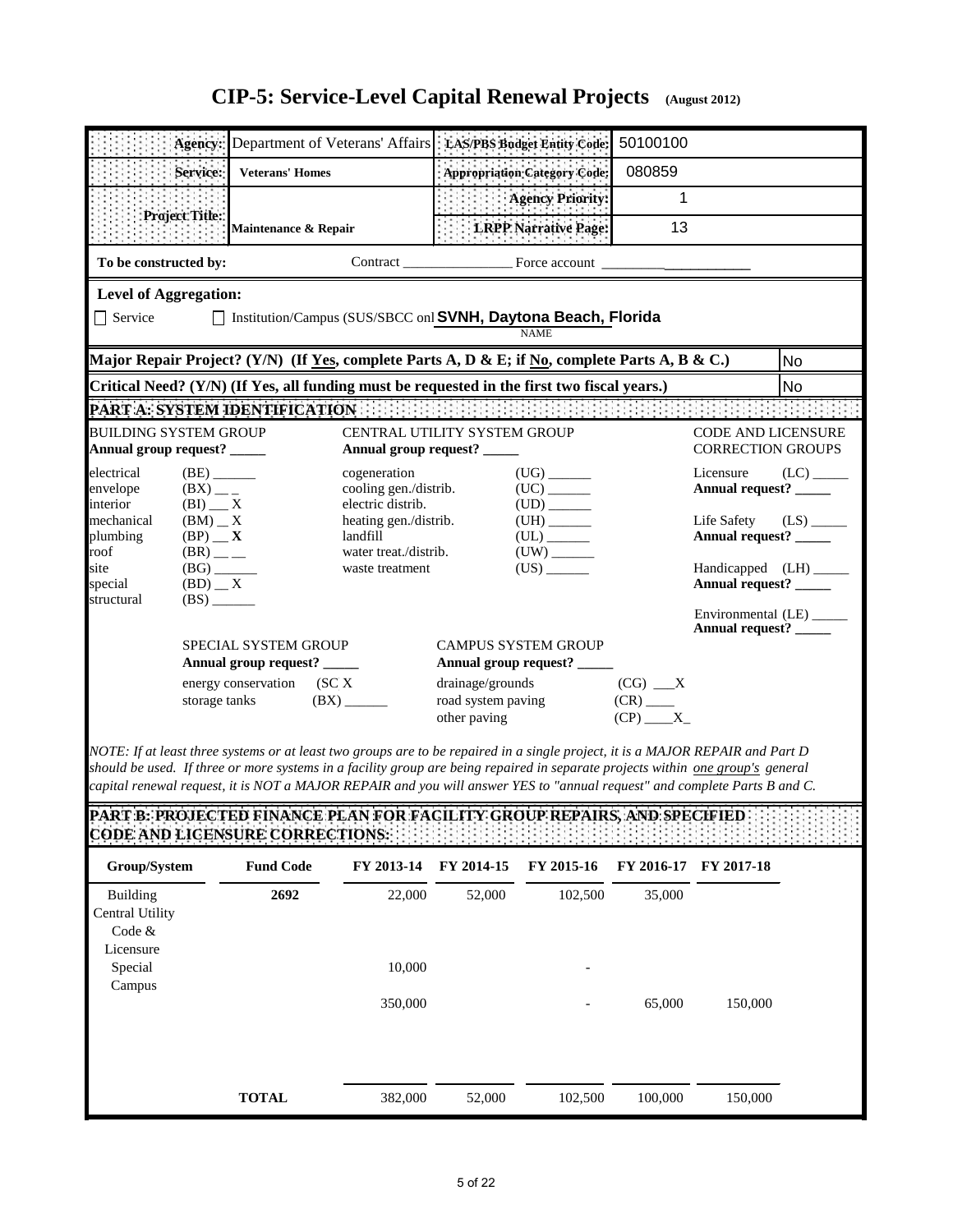# CIP-5: Service-Level Capital Renewal Projects (August 2012)

| | | | |
|---|---|---|---|
| **Agency:** | Department of Veterans' Affairs | **LAS/PBS Budget Entity Code:** | 50100100 |
| **Service:** | **Veterans' Homes** | **Appropriation Category Code:** | 080859 |
| **Project Title:** | **Maintenance & Repair** | **Agency Priority:** | 1 |
| | | **LRPP Narrative Page:** | 13 |

**To be constructed by:** Contract ________________ Force account ____________________

**Level of Aggregation:**

☐ Service ☐ Institution/Campus (SUS/SBCC onl **SVNH, Daytona Beach, Florida**
NAME

**Major Repair Project? (Y/N) (If Yes, complete Parts A, D & E; if No, complete Parts A, B & C.)** No

**Critical Need? (Y/N) (If Yes, all funding must be requested in the first two fiscal years.)** No

## PART A: SYSTEM IDENTIFICATION

**BUILDING SYSTEM GROUP**
**Annual group request? _____**

- electrical (BE) ______
- envelope (BX) __ _
- interior (BI) __ X
- mechanical (BM) __ X
- plumbing (BP) __ **X**
- roof (BR) __ __
- site (BG) ______
- special (BD) __ X
- structural (BS) ______

**CENTRAL UTILITY SYSTEM GROUP**
**Annual group request? _____**

- cogeneration (UG) ______
- cooling gen./distrib. (UC) ______
- electric distrib. (UD) ______
- heating gen./distrib. (UH) ______
- landfill (UL) ______
- water treat./distrib. (UW) ______
- waste treatment (US) ______

**CODE AND LICENSURE CORRECTION GROUPS**

- Licensure (LC) _____
  **Annual request? _____**
- Life Safety (LS) _____
  **Annual request? _____**
- Handicapped (LH) _____
  **Annual request? _____**
- Environmental (LE) _____
  **Annual request? _____**

**SPECIAL SYSTEM GROUP**
**Annual group request? _____**

- energy conservation (SC X
- storage tanks (BX) ______

**CAMPUS SYSTEM GROUP**
**Annual group request? _____**

- drainage/grounds (CG) ___X
- road system paving (CR) ____
- other paving (CP) ____X_

*NOTE: If at least three systems or at least two groups are to be repaired in a single project, it is a MAJOR REPAIR and Part D should be used. If three or more systems in a facility group are being repaired in separate projects within one group's general capital renewal request, it is NOT a MAJOR REPAIR and you will answer YES to "annual request" and complete Parts B and C.*

## PART B: PROJECTED FINANCE PLAN FOR FACILITY GROUP REPAIRS, AND SPECIFIED CODE AND LICENSURE CORRECTIONS:

| Group/System | Fund Code | FY 2013-14 | FY 2014-15 | FY 2015-16 | FY 2016-17 | FY 2017-18 |
|---|---|---|---|---|---|---|
| Building | 2692 | 22,000 | 52,000 | 102,500 | 35,000 | |
| Central Utility | | | | | | |
| Code & Licensure | | | | | | |
| Special | | 10,000 | | - | | |
| Campus | | 350,000 | | - | 65,000 | 150,000 |
| **TOTAL** | | 382,000 | 52,000 | 102,500 | 100,000 | 150,000 |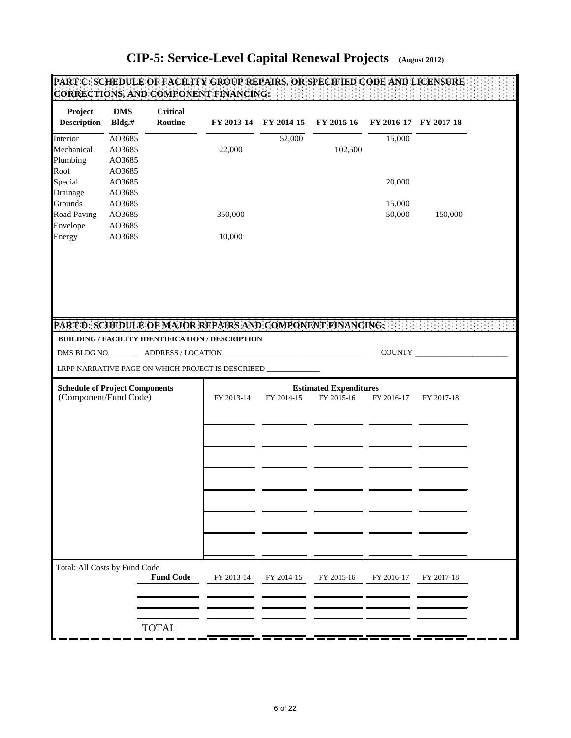# CIP-5: Service-Level Capital Renewal Projects (August 2012)

## PART C: SCHEDULE OF FACILITY GROUP REPAIRS, OR SPECIFIED CODE AND LICENSURE CORRECTIONS, AND COMPONENT FINANCING:

| Project Description | DMS Bldg.# | Critical Routine | FY 2013-14 | FY 2014-15 | FY 2015-16 | FY 2016-17 | FY 2017-18 |
|---|---|---|---|---|---|---|---|
| Interior | AO3685 | | | 52,000 | | 15,000 | |
| Mechanical | AO3685 | | 22,000 | | 102,500 | | |
| Plumbing | AO3685 | | | | | | |
| Roof | AO3685 | | | | | | |
| Special | AO3685 | | | | | 20,000 | |
| Drainage | AO3685 | | | | | | |
| Grounds | AO3685 | | | | | 15,000 | |
| Road Paving | AO3685 | | 350,000 | | | 50,000 | 150,000 |
| Envelope | AO3685 | | | | | | |
| Energy | AO3685 | | 10,000 | | | | |

## PART D: SCHEDULE OF MAJOR REPAIRS AND COMPONENT FINANCING:

**BUILDING / FACILITY IDENTIFICATION / DESCRIPTION**

DMS BLDG NO. _______ ADDRESS / LOCATION_____________________________________ COUNTY _______________________

LRPP NARRATIVE PAGE ON WHICH PROJECT IS DESCRIBED ______________

| Schedule of Project Components (Component/Fund Code) | Estimated Expenditures FY 2013-14 | FY 2014-15 | FY 2015-16 | FY 2016-17 | FY 2017-18 |
|---|---|---|---|---|---|
| | | | | | |
| | | | | | |
| | | | | | |
| | | | | | |
| | | | | | |
| | | | | | |
| | | | | | |

Total: All Costs by Fund Code

| Fund Code | FY 2013-14 | FY 2014-15 | FY 2015-16 | FY 2016-17 | FY 2017-18 |
|---|---|---|---|---|---|
| | | | | | |
| | | | | | |
| | | | | | |
| TOTAL | | | | | |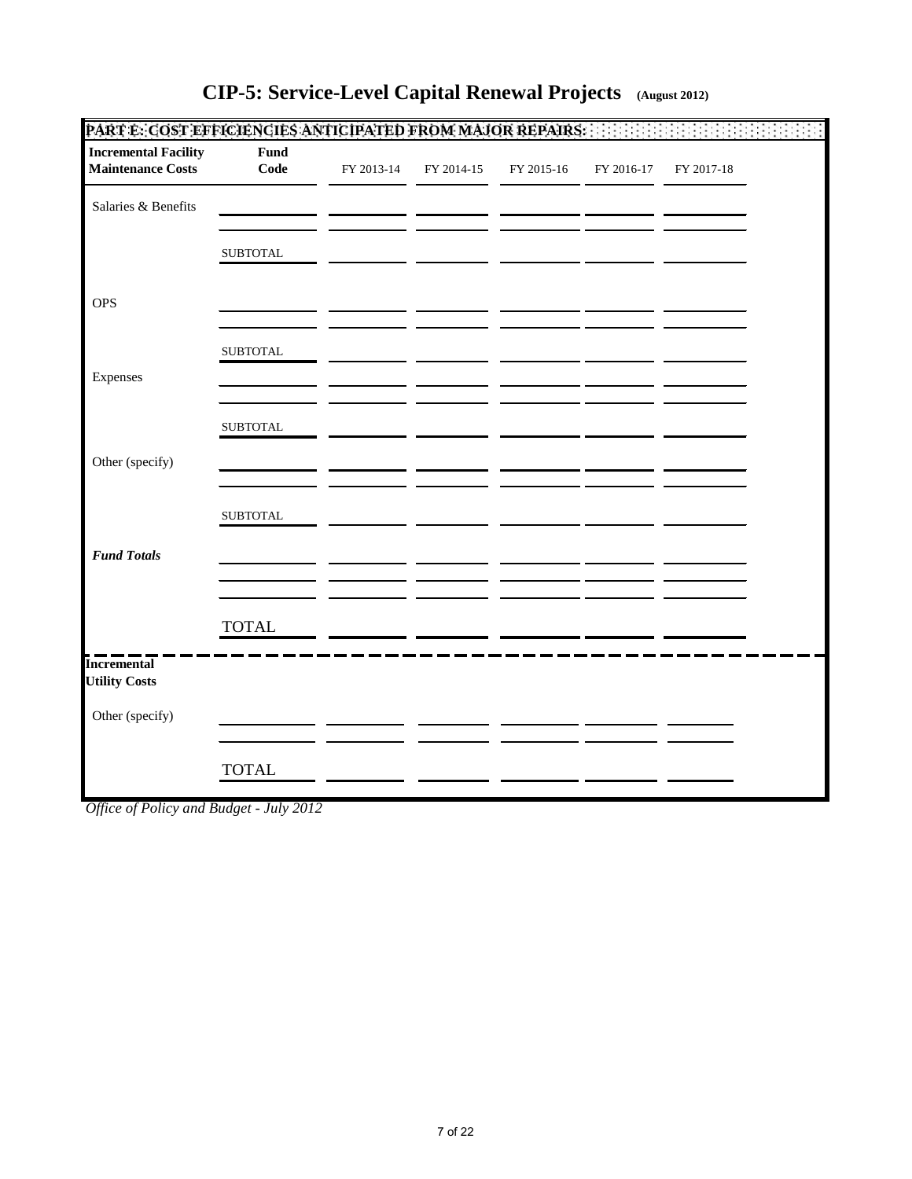# CIP-5: Service-Level Capital Renewal Projects (August 2012)

**PART E: COST EFFICIENCIES ANTICIPATED FROM MAJOR REPAIRS:**

| Incremental Facility Maintenance Costs | Fund Code | FY 2013-14 | FY 2014-15 | FY 2015-16 | FY 2016-17 | FY 2017-18 |
|---|---|---|---|---|---|---|
| Salaries & Benefits | | | | | | |
| | | | | | | |
| | SUBTOTAL | | | | | |
| OPS | | | | | | |
| | | | | | | |
| | SUBTOTAL | | | | | |
| Expenses | | | | | | |
| | | | | | | |
| | SUBTOTAL | | | | | |
| Other (specify) | | | | | | |
| | | | | | | |
| | SUBTOTAL | | | | | |
| ***Fund Totals*** | | | | | | |
| | | | | | | |
| | | | | | | |
| | TOTAL | | | | | |

| Incremental Utility Costs | | | | | | |
|---|---|---|---|---|---|---|
| Other (specify) | | | | | | |
| | | | | | | |
| | TOTAL | | | | | |

*Office of Policy and Budget - July 2012*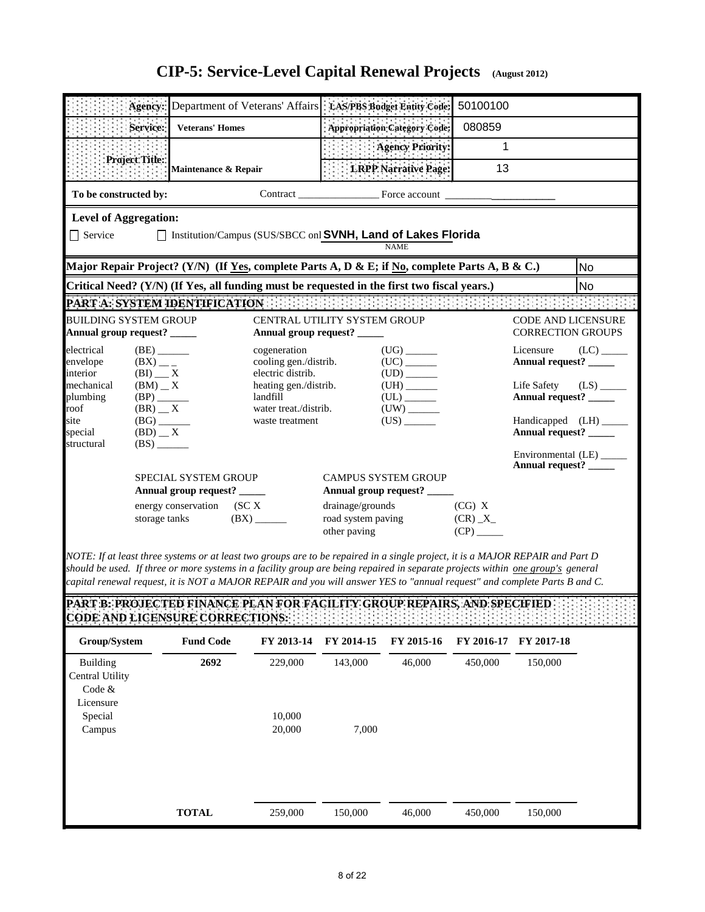# CIP-5: Service-Level Capital Renewal Projects (August 2012)

| | | | |
|---|---|---|---|
| **Agency:** | Department of Veterans' Affairs | **LAS/PBS Budget Entity Code:** | 50100100 |
| **Service:** | **Veterans' Homes** | **Appropriation Category Code:** | 080859 |
| **Project Title:** | **Maintenance & Repair** | **Agency Priority:** | 1 |
| | | **LRPP Narrative Page:** | 13 |

**To be constructed by:** Contract _______________ Force account ___________________

**Level of Aggregation:**

☐ Service ☐ Institution/Campus (SUS/SBCC onl **SVNH, Land of Lakes Florida**
NAME

**Major Repair Project? (Y/N) (If Yes, complete Parts A, D & E; if No, complete Parts A, B & C.)** No

**Critical Need? (Y/N) (If Yes, all funding must be requested in the first two fiscal years.)** No

## PART A: SYSTEM IDENTIFICATION

**BUILDING SYSTEM GROUP**
**Annual group request? _____**

- electrical (BE) ______
- envelope (BX) __ _
- interior (BI) __ X
- mechanical (BM) __ X
- plumbing (BP) ______
- roof (BR) __ X
- site (BG) ______
- special (BD) __ X
- structural (BS) ______

**CENTRAL UTILITY SYSTEM GROUP**
**Annual group request? _____**

- cogeneration (UG) ______
- cooling gen./distrib. (UC) ______
- electric distrib. (UD) ______
- heating gen./distrib. (UH) ______
- landfill (UL) ______
- water treat./distrib. (UW) ______
- waste treatment (US) ______

**CODE AND LICENSURE CORRECTION GROUPS**

- Licensure (LC) _____ **Annual request? _____**
- Life Safety (LS) _____ **Annual request? _____**
- Handicapped (LH) _____ **Annual request? _____**
- Environmental (LE) _____ **Annual request? _____**

**SPECIAL SYSTEM GROUP**
**Annual group request? _____**

- energy conservation (SC X
- storage tanks (BX) ______

**CAMPUS SYSTEM GROUP**
**Annual group request? _____**

- drainage/grounds (CG) X
- road system paving (CR) _X_
- other paving (CP) _____

*NOTE: If at least three systems or at least two groups are to be repaired in a single project, it is a MAJOR REPAIR and Part D should be used. If three or more systems in a facility group are being repaired in separate projects within one group's general capital renewal request, it is NOT a MAJOR REPAIR and you will answer YES to "annual request" and complete Parts B and C.*

## PART B: PROJECTED FINANCE PLAN FOR FACILITY GROUP REPAIRS, AND SPECIFIED CODE AND LICENSURE CORRECTIONS:

| Group/System | Fund Code | FY 2013-14 | FY 2014-15 | FY 2015-16 | FY 2016-17 | FY 2017-18 |
|---|---|---|---|---|---|---|
| Building | 2692 | 229,000 | 143,000 | 46,000 | 450,000 | 150,000 |
| Central Utility | | | | | | |
| Code & Licensure | | | | | | |
| Special | | 10,000 | | | | |
| Campus | | 20,000 | 7,000 | | | |
| **TOTAL** | | 259,000 | 150,000 | 46,000 | 450,000 | 150,000 |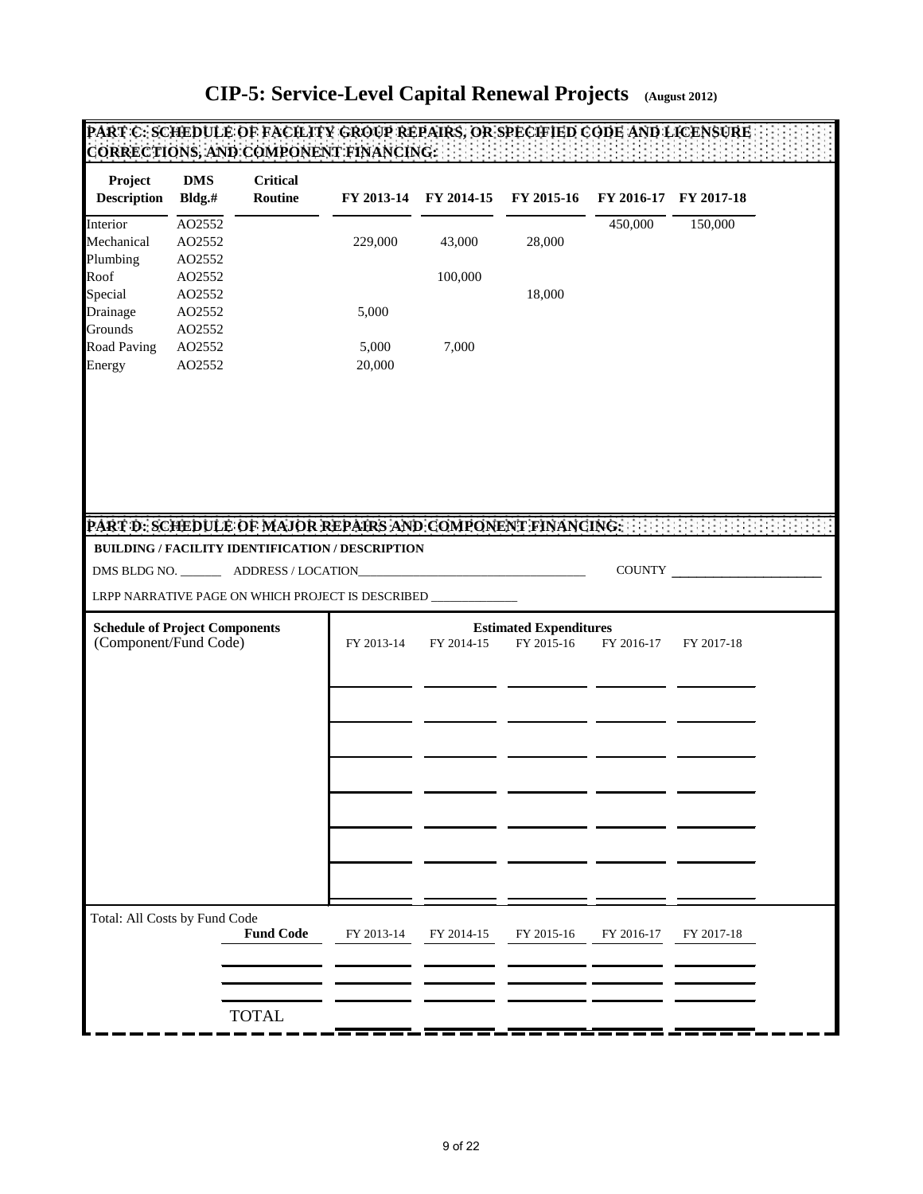# CIP-5: Service-Level Capital Renewal Projects (August 2012)

## PART C: SCHEDULE OF FACILITY GROUP REPAIRS, OR SPECIFIED CODE AND LICENSURE CORRECTIONS, AND COMPONENT FINANCING:

| Project Description | DMS Bldg.# | Critical Routine | FY 2013-14 | FY 2014-15 | FY 2015-16 | FY 2016-17 | FY 2017-18 |
|---|---|---|---|---|---|---|---|
| Interior | AO2552 | | | | | 450,000 | 150,000 |
| Mechanical | AO2552 | | 229,000 | 43,000 | 28,000 | | |
| Plumbing | AO2552 | | | | | | |
| Roof | AO2552 | | | 100,000 | | | |
| Special | AO2552 | | | | 18,000 | | |
| Drainage | AO2552 | | 5,000 | | | | |
| Grounds | AO2552 | | | | | | |
| Road Paving | AO2552 | | 5,000 | 7,000 | | | |
| Energy | AO2552 | | 20,000 | | | | |

## PART D: SCHEDULE OF MAJOR REPAIRS AND COMPONENT FINANCING:

**BUILDING / FACILITY IDENTIFICATION / DESCRIPTION**

DMS BLDG NO. _______ ADDRESS / LOCATION_______________________________________ COUNTY ________________________

LRPP NARRATIVE PAGE ON WHICH PROJECT IS DESCRIBED ______________

| Schedule of Project Components (Component/Fund Code) | Estimated Expenditures FY 2013-14 | FY 2014-15 | FY 2015-16 | FY 2016-17 | FY 2017-18 |
|---|---|---|---|---|---|
| | | | | | |
| | | | | | |
| | | | | | |
| | | | | | |
| | | | | | |
| | | | | | |
| | | | | | |

Total: All Costs by Fund Code

| Fund Code | FY 2013-14 | FY 2014-15 | FY 2015-16 | FY 2016-17 | FY 2017-18 |
|---|---|---|---|---|---|
| | | | | | |
| | | | | | |
| | | | | | |
| TOTAL | | | | | |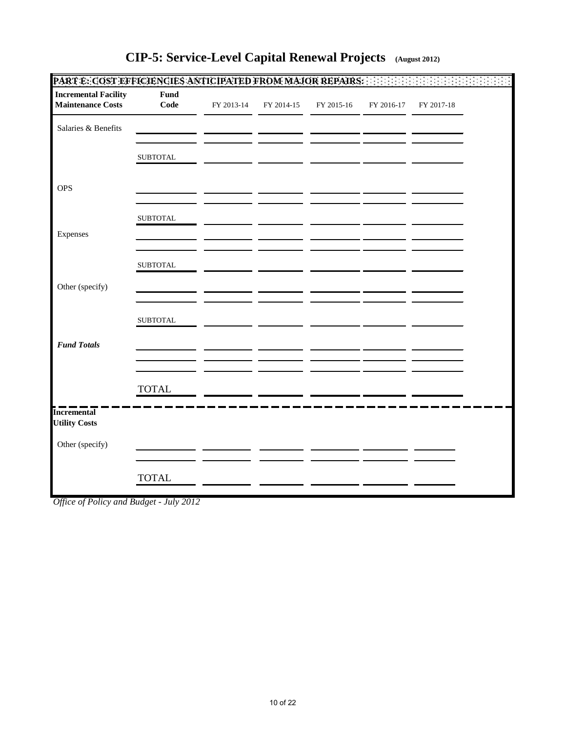# CIP-5: Service-Level Capital Renewal Projects (August 2012)

**PART E: COST EFFICIENCIES ANTICIPATED FROM MAJOR REPAIRS:**

| **Incremental Facility Maintenance Costs** | **Fund Code** | FY 2013-14 | FY 2014-15 | FY 2015-16 | FY 2016-17 | FY 2017-18 |
|---|---|---|---|---|---|---|
| Salaries & Benefits | | | | | | |
| | | | | | | |
| | SUBTOTAL | | | | | |
| OPS | | | | | | |
| | | | | | | |
| | SUBTOTAL | | | | | |
| Expenses | | | | | | |
| | | | | | | |
| | SUBTOTAL | | | | | |
| Other (specify) | | | | | | |
| | | | | | | |
| | SUBTOTAL | | | | | |
| ***Fund Totals*** | | | | | | |
| | | | | | | |
| | | | | | | |
| | TOTAL | | | | | |

| **Incremental Utility Costs** | | | | | | |
|---|---|---|---|---|---|---|
| Other (specify) | | | | | | |
| | | | | | | |
| | TOTAL | | | | | |

*Office of Policy and Budget - July 2012*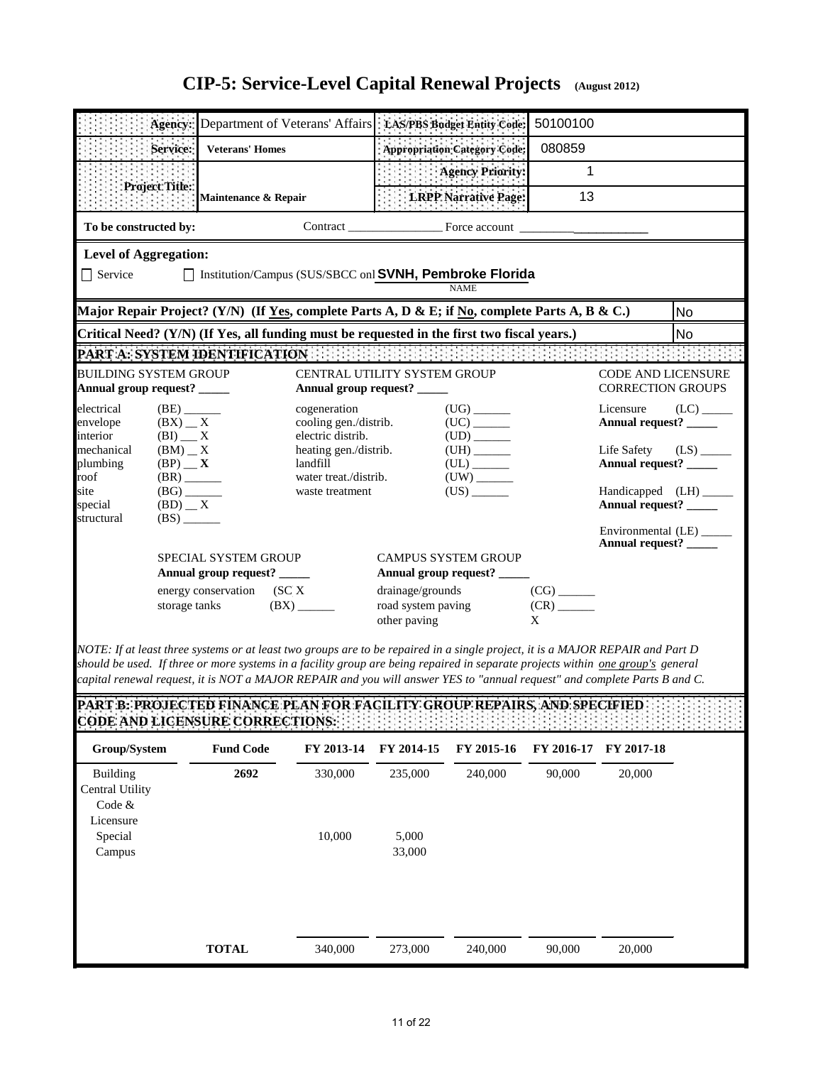# CIP-5: Service-Level Capital Renewal Projects (August 2012)

| | | | |
|---|---|---|---|
| **Agency:** | Department of Veterans' Affairs | **LAS/PBS Budget Entity Code:** | 50100100 |
| **Service:** | **Veterans' Homes** | **Appropriation Category Code:** | 080859 |
| **Project Title:** | **Maintenance & Repair** | **Agency Priority:** | 1 |
| | | **LRPP Narrative Page:** | 13 |

**To be constructed by:** Contract _______________ Force account ____________________

**Level of Aggregation:**

☐ Service ☐ Institution/Campus (SUS/SBCC onl **SVNH, Pembroke Florida**
NAME

**Major Repair Project? (Y/N) (If Yes, complete Parts A, D & E; if No, complete Parts A, B & C.)** No

**Critical Need? (Y/N) (If Yes, all funding must be requested in the first two fiscal years.)** No

## PART A: SYSTEM IDENTIFICATION

**BUILDING SYSTEM GROUP**
**Annual group request? _____**

- electrical (BE) ______
- envelope (BX) __ X
- interior (BI) __ X
- mechanical (BM) __ X
- plumbing (BP) __ **X**
- roof (BR) ______
- site (BG) ______
- special (BD) __ X
- structural (BS) ______

**CENTRAL UTILITY SYSTEM GROUP**
**Annual group request? _____**

- cogeneration (UG) ______
- cooling gen./distrib. (UC) ______
- electric distrib. (UD) ______
- heating gen./distrib. (UH) ______
- landfill (UL) ______
- water treat./distrib. (UW) ______
- waste treatment (US) ______

**CODE AND LICENSURE CORRECTION GROUPS**

- Licensure (LC) _____
  **Annual request? _____**
- Life Safety (LS) _____
  **Annual request? _____**
- Handicapped (LH) _____
  **Annual request? _____**
- Environmental (LE) _____
  **Annual request? _____**

**SPECIAL SYSTEM GROUP**
**Annual group request? _____**

- energy conservation (SC X
- storage tanks (BX) ______

**CAMPUS SYSTEM GROUP**
**Annual group request? _____**

- drainage/grounds (CG) ______
- road system paving (CR) ______
- other paving X

*NOTE: If at least three systems or at least two groups are to be repaired in a single project, it is a MAJOR REPAIR and Part D should be used. If three or more systems in a facility group are being repaired in separate projects within one group's general capital renewal request, it is NOT a MAJOR REPAIR and you will answer YES to "annual request" and complete Parts B and C.*

## PART B: PROJECTED FINANCE PLAN FOR FACILITY GROUP REPAIRS, AND SPECIFIED CODE AND LICENSURE CORRECTIONS:

| Group/System | Fund Code | FY 2013-14 | FY 2014-15 | FY 2015-16 | FY 2016-17 | FY 2017-18 |
|---|---|---|---|---|---|---|
| Building | 2692 | 330,000 | 235,000 | 240,000 | 90,000 | 20,000 |
| Central Utility | | | | | | |
| Code & Licensure | | | | | | |
| Special | | 10,000 | 5,000 | | | |
| Campus | | | 33,000 | | | |
| **TOTAL** | | 340,000 | 273,000 | 240,000 | 90,000 | 20,000 |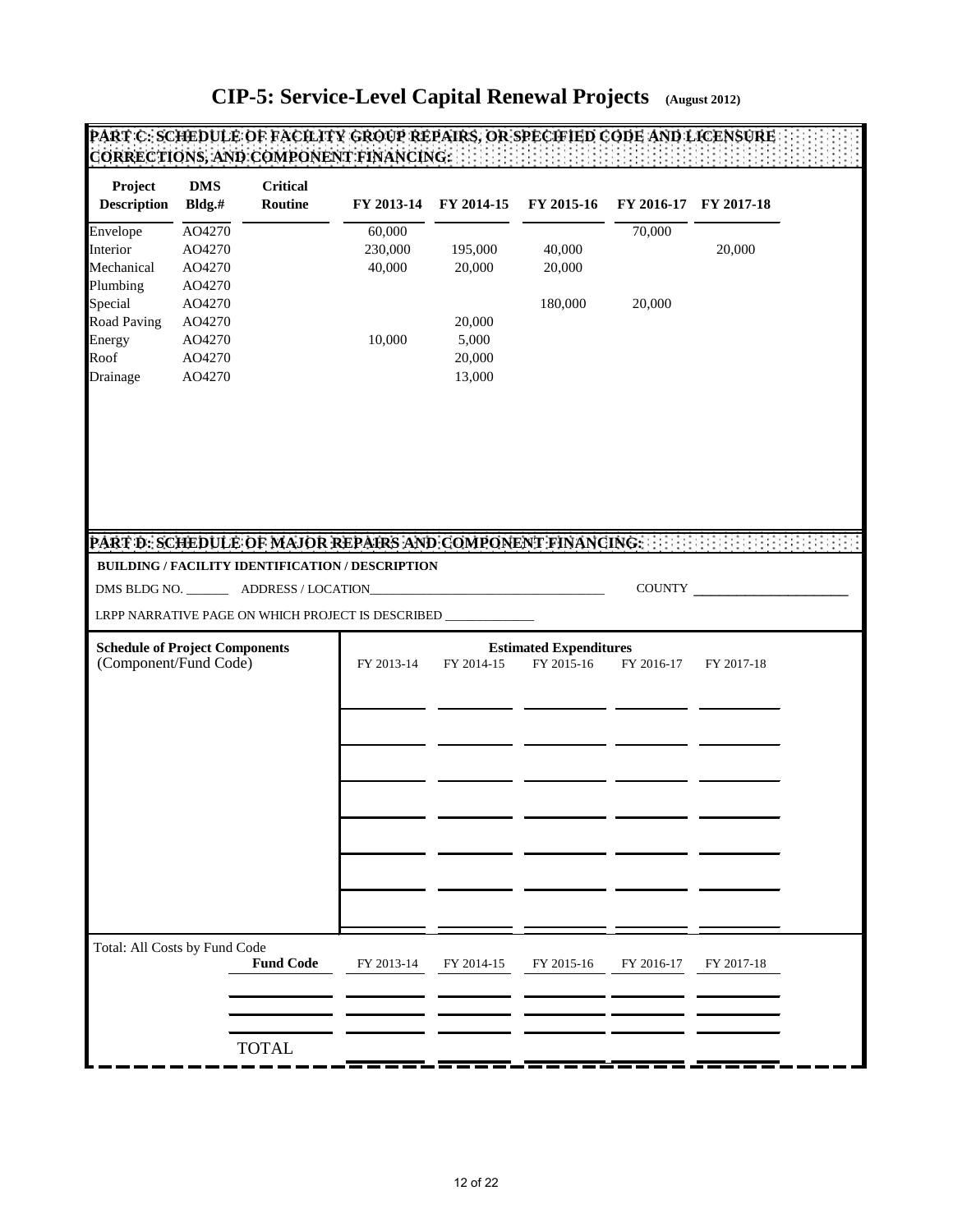# CIP-5: Service-Level Capital Renewal Projects (August 2012)

## PART C: SCHEDULE OF FACILITY GROUP REPAIRS, OR SPECIFIED CODE AND LICENSURE CORRECTIONS, AND COMPONENT FINANCING:

| Project Description | DMS Bldg.# | Critical Routine | FY 2013-14 | FY 2014-15 | FY 2015-16 | FY 2016-17 | FY 2017-18 |
|---|---|---|---|---|---|---|---|
| Envelope | AO4270 | | 60,000 | | | 70,000 | |
| Interior | AO4270 | | 230,000 | 195,000 | 40,000 | | 20,000 |
| Mechanical | AO4270 | | 40,000 | 20,000 | 20,000 | | |
| Plumbing | AO4270 | | | | | | |
| Special | AO4270 | | | | 180,000 | 20,000 | |
| Road Paving | AO4270 | | | 20,000 | | | |
| Energy | AO4270 | | 10,000 | 5,000 | | | |
| Roof | AO4270 | | | 20,000 | | | |
| Drainage | AO4270 | | | 13,000 | | | |

## PART D: SCHEDULE OF MAJOR REPAIRS AND COMPONENT FINANCING:

**BUILDING / FACILITY IDENTIFICATION / DESCRIPTION**

DMS BLDG NO. _______ ADDRESS / LOCATION_____________________________________ COUNTY _______________________

LRPP NARRATIVE PAGE ON WHICH PROJECT IS DESCRIBED ______________

| **Schedule of Project Components** (Component/Fund Code) | Estimated Expenditures FY 2013-14 | FY 2014-15 | FY 2015-16 | FY 2016-17 | FY 2017-18 |
|---|---|---|---|---|---|
| | | | | | |
| | | | | | |
| | | | | | |
| | | | | | |
| | | | | | |
| | | | | | |
| | | | | | |

Total: All Costs by Fund Code

| Fund Code | FY 2013-14 | FY 2014-15 | FY 2015-16 | FY 2016-17 | FY 2017-18 |
|---|---|---|---|---|---|
| | | | | | |
| | | | | | |
| TOTAL | | | | | |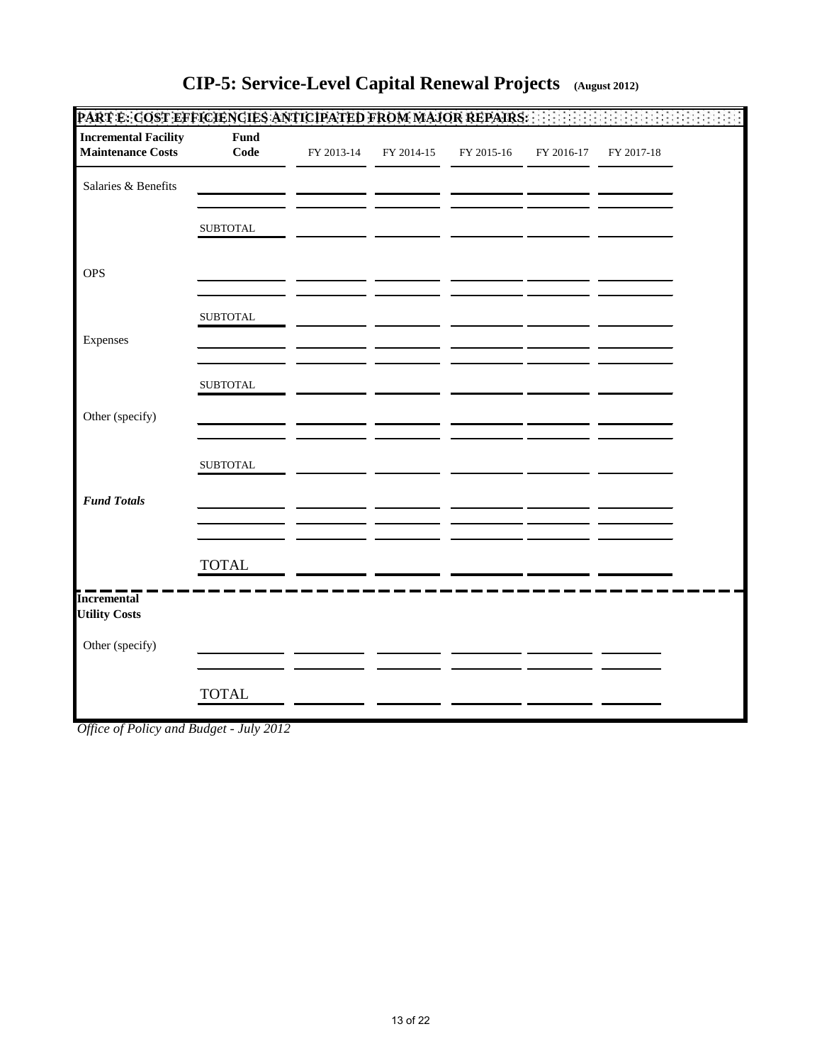# CIP-5: Service-Level Capital Renewal Projects (August 2012)

## PART E: COST EFFICIENCIES ANTICIPATED FROM MAJOR REPAIRS:

| Incremental Facility Maintenance Costs | Fund Code | FY 2013-14 | FY 2014-15 | FY 2015-16 | FY 2016-17 | FY 2017-18 |
|---|---|---|---|---|---|---|
| Salaries & Benefits | | | | | | |
| | | | | | | |
| | SUBTOTAL | | | | | |
| OPS | | | | | | |
| | | | | | | |
| | SUBTOTAL | | | | | |
| Expenses | | | | | | |
| | | | | | | |
| | SUBTOTAL | | | | | |
| Other (specify) | | | | | | |
| | | | | | | |
| | SUBTOTAL | | | | | |
| ***Fund Totals*** | | | | | | |
| | | | | | | |
| | | | | | | |
| | TOTAL | | | | | |

| Incremental Utility Costs | | | | | | |
|---|---|---|---|---|---|---|
| Other (specify) | | | | | | |
| | | | | | | |
| | TOTAL | | | | | |

*Office of Policy and Budget - July 2012*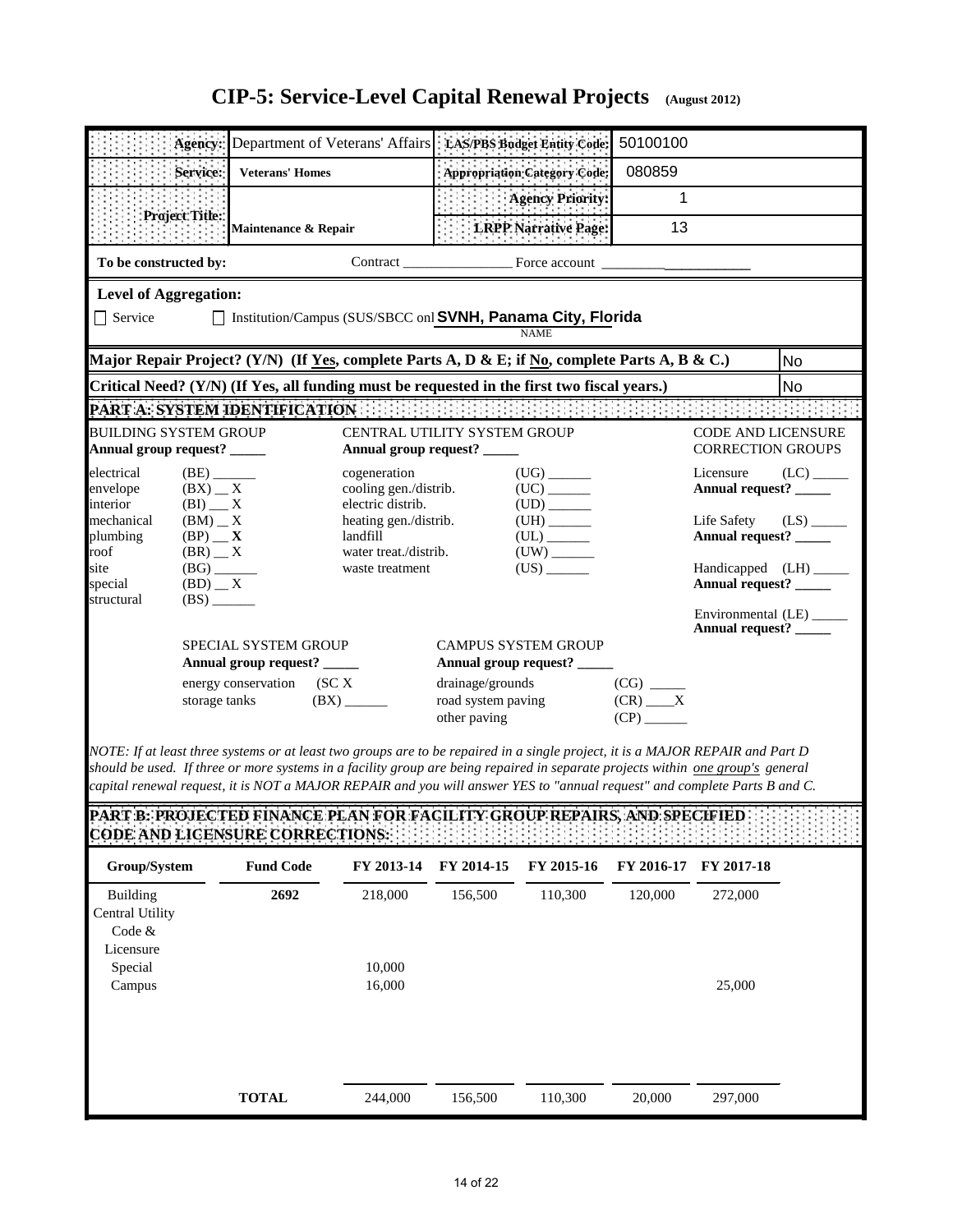# CIP-5: Service-Level Capital Renewal Projects (August 2012)

| | | | |
|---|---|---|---|
| **Agency:** | Department of Veterans' Affairs | **LAS/PBS Budget Entity Code:** | 50100100 |
| **Service:** | **Veterans' Homes** | **Appropriation Category Code:** | 080859 |
| **Project Title:** | **Maintenance & Repair** | **Agency Priority:** | 1 |
| | | **LRPP Narrative Page:** | 13 |

**To be constructed by:** Contract _______________ Force account ___________________

**Level of Aggregation:**

☐ Service ☐ Institution/Campus (SUS/SBCC onl **SVNH, Panama City, Florida**
NAME

| | |
|---|---|
| **Major Repair Project? (Y/N) (If Yes, complete Parts A, D & E; if No, complete Parts A, B & C.)** | No |
| **Critical Need? (Y/N) (If Yes, all funding must be requested in the first two fiscal years.)** | No |

## PART A: SYSTEM IDENTIFICATION

**BUILDING SYSTEM GROUP**
**Annual group request? _____**

- electrical (BE) ______
- envelope (BX) __ X
- interior (BI) __ X
- mechanical (BM) __ X
- plumbing (BP) __ **X**
- roof (BR) __ X
- site (BG) ______
- special (BD) __ X
- structural (BS) ______

**CENTRAL UTILITY SYSTEM GROUP**
**Annual group request? _____**

- cogeneration (UG) ______
- cooling gen./distrib. (UC) ______
- electric distrib. (UD) ______
- heating gen./distrib. (UH) ______
- landfill (UL) ______
- water treat./distrib. (UW) ______
- waste treatment (US) ______

**CODE AND LICENSURE CORRECTION GROUPS**

- Licensure (LC) _____ **Annual request? _____**
- Life Safety (LS) _____ **Annual request? _____**
- Handicapped (LH) _____ **Annual request? _____**
- Environmental (LE) _____ **Annual request? _____**

**SPECIAL SYSTEM GROUP**
**Annual group request? _____**

- energy conservation (SC X
- storage tanks (BX) ______

**CAMPUS SYSTEM GROUP**
**Annual group request? _____**

- drainage/grounds (CG) _____
- road system paving (CR) ____X
- other paving (CP) ______

*NOTE: If at least three systems or at least two groups are to be repaired in a single project, it is a MAJOR REPAIR and Part D should be used. If three or more systems in a facility group are being repaired in separate projects within one group's general capital renewal request, it is NOT a MAJOR REPAIR and you will answer YES to "annual request" and complete Parts B and C.*

## PART B: PROJECTED FINANCE PLAN FOR FACILITY GROUP REPAIRS, AND SPECIFIED CODE AND LICENSURE CORRECTIONS:

| Group/System | Fund Code | FY 2013-14 | FY 2014-15 | FY 2015-16 | FY 2016-17 | FY 2017-18 |
|---|---|---|---|---|---|---|
| Building | 2692 | 218,000 | 156,500 | 110,300 | 120,000 | 272,000 |
| Central Utility | | | | | | |
| Code & Licensure | | | | | | |
| Special | | 10,000 | | | | |
| Campus | | 16,000 | | | | 25,000 |
| **TOTAL** | | 244,000 | 156,500 | 110,300 | 20,000 | 297,000 |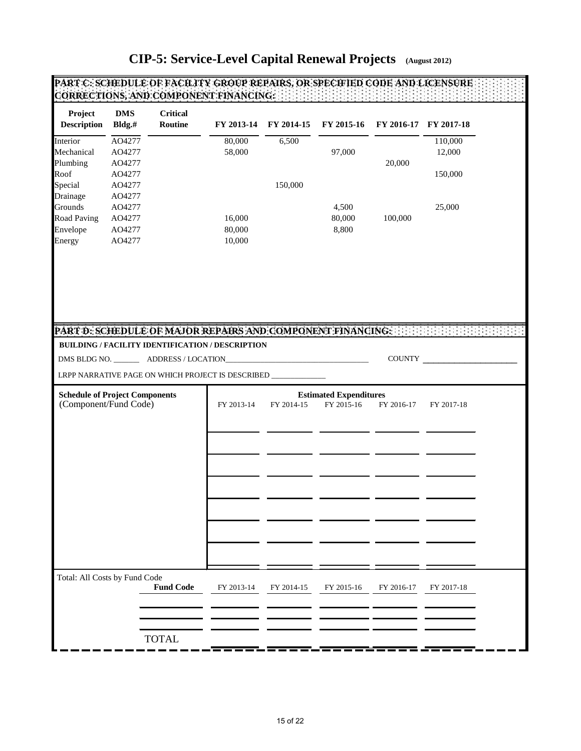# CIP-5: Service-Level Capital Renewal Projects (August 2012)

## PART C: SCHEDULE OF FACILITY GROUP REPAIRS, OR SPECIFIED CODE AND LICENSURE CORRECTIONS, AND COMPONENT FINANCING:

| Project Description | DMS Bldg.# | Critical Routine | FY 2013-14 | FY 2014-15 | FY 2015-16 | FY 2016-17 | FY 2017-18 |
|---|---|---|---|---|---|---|---|
| Interior | AO4277 | | 80,000 | 6,500 | | | 110,000 |
| Mechanical | AO4277 | | 58,000 | | 97,000 | | 12,000 |
| Plumbing | AO4277 | | | | | 20,000 | |
| Roof | AO4277 | | | | | | 150,000 |
| Special | AO4277 | | | 150,000 | | | |
| Drainage | AO4277 | | | | | | |
| Grounds | AO4277 | | | | 4,500 | | 25,000 |
| Road Paving | AO4277 | | 16,000 | | 80,000 | 100,000 | |
| Envelope | AO4277 | | 80,000 | | 8,800 | | |
| Energy | AO4277 | | 10,000 | | | | |

## PART D: SCHEDULE OF MAJOR REPAIRS AND COMPONENT FINANCING:

**BUILDING / FACILITY IDENTIFICATION / DESCRIPTION**

DMS BLDG NO. _______ ADDRESS / LOCATION_______________________________________ COUNTY ________________________

LRPP NARRATIVE PAGE ON WHICH PROJECT IS DESCRIBED ______________

| Schedule of Project Components (Component/Fund Code) | FY 2013-14 | FY 2014-15 | FY 2015-16 | FY 2016-17 | FY 2017-18 |
|---|---|---|---|---|---|
| | | | | | |
| | | | | | |
| | | | | | |
| | | | | | |
| | | | | | |
| | | | | | |
| | | | | | |

Estimated Expenditures

Total: All Costs by Fund Code

| Fund Code | FY 2013-14 | FY 2014-15 | FY 2015-16 | FY 2016-17 | FY 2017-18 |
|---|---|---|---|---|---|
| | | | | | |
| | | | | | |
| TOTAL | | | | | |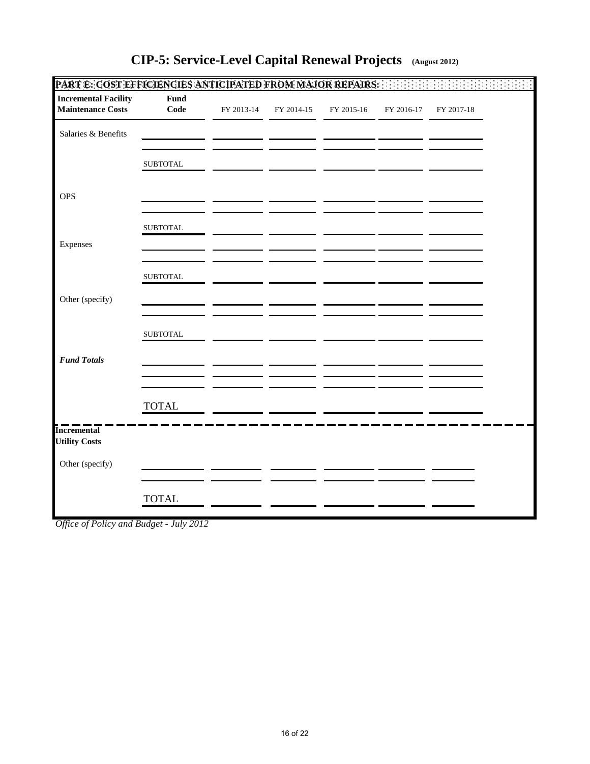# CIP-5: Service-Level Capital Renewal Projects (August 2012)

## PART E: COST EFFICIENCIES ANTICIPATED FROM MAJOR REPAIRS:

| Incremental Facility Maintenance Costs | Fund Code | FY 2013-14 | FY 2014-15 | FY 2015-16 | FY 2016-17 | FY 2017-18 |
|---|---|---|---|---|---|---|
| Salaries & Benefits | | | | | | |
| | | | | | | |
| | SUBTOTAL | | | | | |
| OPS | | | | | | |
| | | | | | | |
| | SUBTOTAL | | | | | |
| Expenses | | | | | | |
| | | | | | | |
| | SUBTOTAL | | | | | |
| Other (specify) | | | | | | |
| | | | | | | |
| | SUBTOTAL | | | | | |
| ***Fund Totals*** | | | | | | |
| | | | | | | |
| | | | | | | |
| | TOTAL | | | | | |

| Incremental Utility Costs | | | | | | |
|---|---|---|---|---|---|---|
| Other (specify) | | | | | | |
| | | | | | | |
| | TOTAL | | | | | |

*Office of Policy and Budget - July 2012*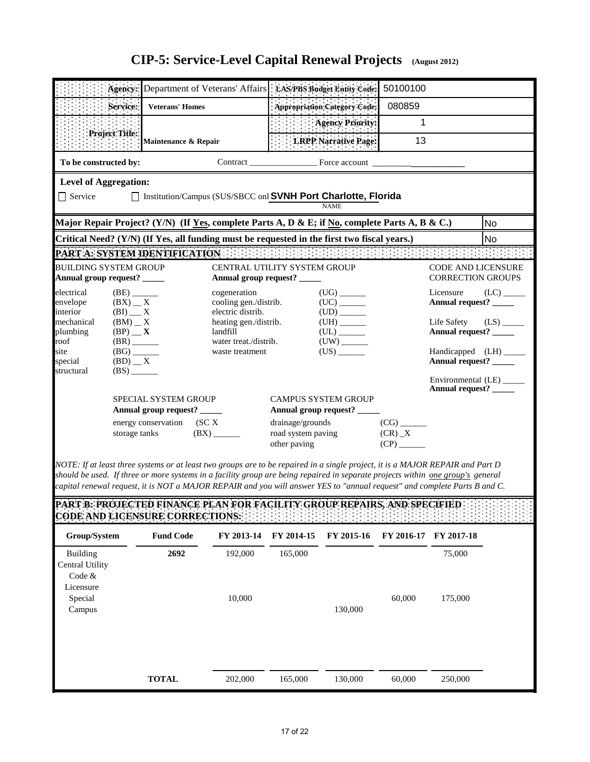# CIP-5: Service-Level Capital Renewal Projects (August 2012)

| | | | |
|---|---|---|---|
| **Agency:** | Department of Veterans' Affairs | **LAS/PBS Budget Entity Code:** | 50100100 |
| **Service:** | **Veterans' Homes** | **Appropriation Category Code:** | 080859 |
| **Project Title:** | **Maintenance & Repair** | **Agency Priority:** | 1 |
| | | **LRPP Narrative Page:** | 13 |

**To be constructed by:** Contract _______________ Force account ___________________

**Level of Aggregation:**

☐ Service ☐ Institution/Campus (SUS/SBCC onl **SVNH Port Charlotte, Florida**
NAME

**Major Repair Project? (Y/N) (If Yes, complete Parts A, D & E; if No, complete Parts A, B & C.)** No

**Critical Need? (Y/N) (If Yes, all funding must be requested in the first two fiscal years.)** No

## PART A: SYSTEM IDENTIFICATION

**BUILDING SYSTEM GROUP**
**Annual group request? _____**

- electrical (BE) ______
- envelope (BX) __ X
- interior (BI) __ X
- mechanical (BM) __ X
- plumbing (BP) __ **X**
- roof (BR) ______
- site (BG) ______
- special (BD) __ X
- structural (BS) ______

**CENTRAL UTILITY SYSTEM GROUP**
**Annual group request? _____**

- cogeneration (UG) ______
- cooling gen./distrib. (UC) ______
- electric distrib. (UD) ______
- heating gen./distrib. (UH) ______
- landfill (UL) ______
- water treat./distrib. (UW) ______
- waste treatment (US) ______

**CODE AND LICENSURE CORRECTION GROUPS**

- Licensure (LC) _____
  **Annual request? _____**
- Life Safety (LS) _____
  **Annual request? _____**
- Handicapped (LH) _____
  **Annual request? _____**
- Environmental (LE) _____
  **Annual request? _____**

**SPECIAL SYSTEM GROUP**
**Annual group request? _____**

- energy conservation (SC X
- storage tanks (BX) ______

**CAMPUS SYSTEM GROUP**
**Annual group request? _____**

- drainage/grounds (CG) ______
- road system paving (CR) _X
- other paving (CP) ______

*NOTE: If at least three systems or at least two groups are to be repaired in a single project, it is a MAJOR REPAIR and Part D should be used. If three or more systems in a facility group are being repaired in separate projects within one group's general capital renewal request, it is NOT a MAJOR REPAIR and you will answer YES to "annual request" and complete Parts B and C.*

## PART B: PROJECTED FINANCE PLAN FOR FACILITY GROUP REPAIRS, AND SPECIFIED CODE AND LICENSURE CORRECTIONS:

| Group/System | Fund Code | FY 2013-14 | FY 2014-15 | FY 2015-16 | FY 2016-17 | FY 2017-18 |
|---|---|---|---|---|---|---|
| Building | 2692 | 192,000 | 165,000 | | | 75,000 |
| Central Utility | | | | | | |
| Code & Licensure | | | | | | |
| Special | | 10,000 | | | 60,000 | 175,000 |
| Campus | | | | 130,000 | | |
| **TOTAL** | | 202,000 | 165,000 | 130,000 | 60,000 | 250,000 |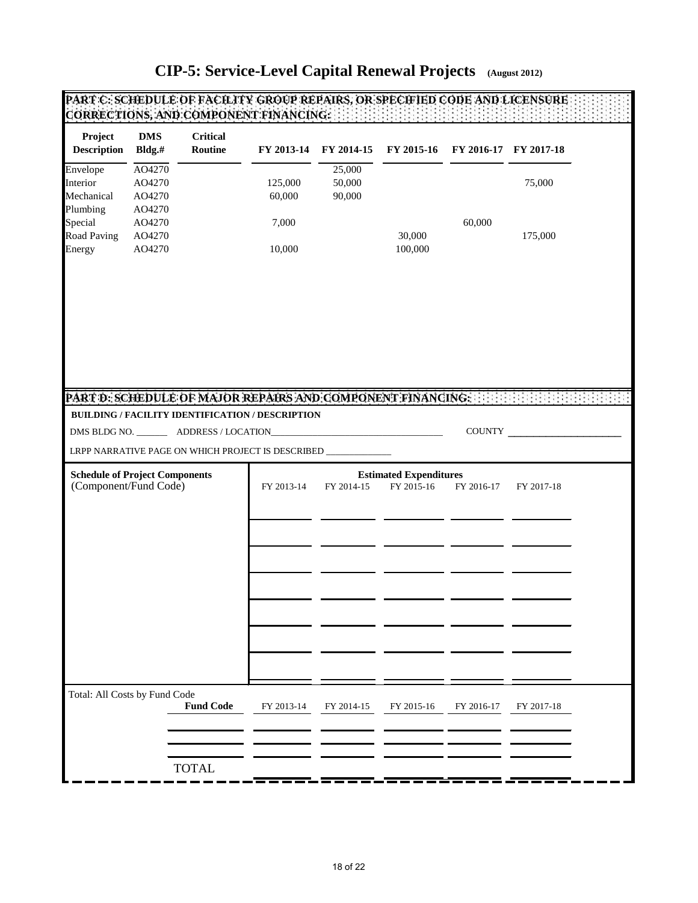# CIP-5: Service-Level Capital Renewal Projects (August 2012)

## PART C: SCHEDULE OF FACILITY GROUP REPAIRS, OR SPECIFIED CODE AND LICENSURE CORRECTIONS, AND COMPONENT FINANCING:

| Project Description | DMS Bldg.# | Critical Routine | FY 2013-14 | FY 2014-15 | FY 2015-16 | FY 2016-17 | FY 2017-18 |
|---|---|---|---|---|---|---|---|
| Envelope | AO4270 | | | 25,000 | | | |
| Interior | AO4270 | | 125,000 | 50,000 | | | 75,000 |
| Mechanical | AO4270 | | 60,000 | 90,000 | | | |
| Plumbing | AO4270 | | | | | | |
| Special | AO4270 | | 7,000 | | | 60,000 | |
| Road Paving | AO4270 | | | | 30,000 | | 175,000 |
| Energy | AO4270 | | 10,000 | | 100,000 | | |

## PART D: SCHEDULE OF MAJOR REPAIRS AND COMPONENT FINANCING:

**BUILDING / FACILITY IDENTIFICATION / DESCRIPTION**

DMS BLDG NO. _______ ADDRESS / LOCATION_____________________________________ COUNTY _______________________

LRPP NARRATIVE PAGE ON WHICH PROJECT IS DESCRIBED ______________

| Schedule of Project Components (Component/Fund Code) | Estimated Expenditures FY 2013-14 | FY 2014-15 | FY 2015-16 | FY 2016-17 | FY 2017-18 |
|---|---|---|---|---|---|
| | | | | | |
| | | | | | |
| | | | | | |
| | | | | | |
| | | | | | |
| | | | | | |
| | | | | | |

Total: All Costs by Fund Code

| Fund Code | FY 2013-14 | FY 2014-15 | FY 2015-16 | FY 2016-17 | FY 2017-18 |
|---|---|---|---|---|---|
| | | | | | |
| | | | | | |
| | | | | | |
| TOTAL | | | | | |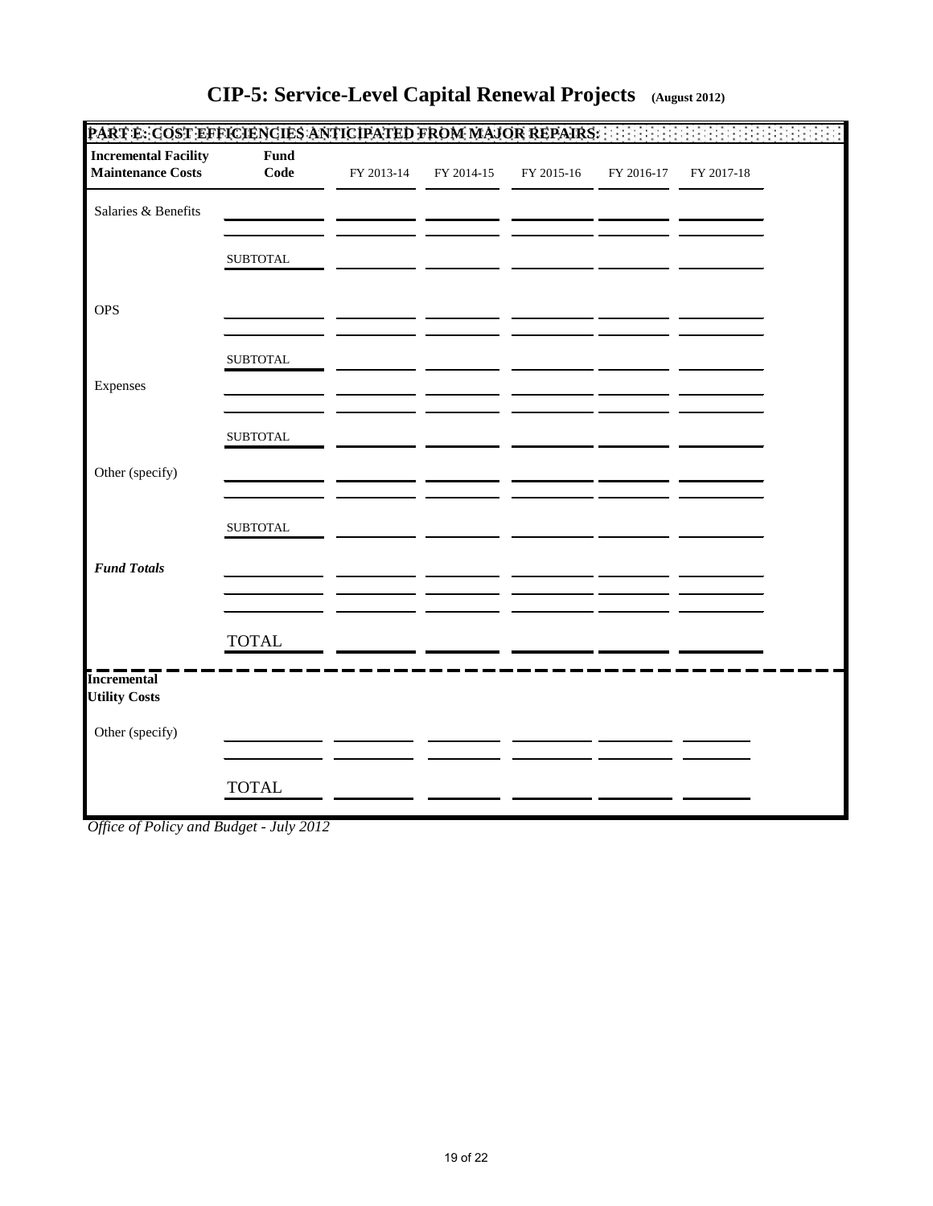# CIP-5: Service-Level Capital Renewal Projects (August 2012)

## PART E: COST EFFICIENCIES ANTICIPATED FROM MAJOR REPAIRS:

| **Incremental Facility Maintenance Costs** | **Fund Code** | FY 2013-14 | FY 2014-15 | FY 2015-16 | FY 2016-17 | FY 2017-18 |
|---|---|---|---|---|---|---|
| Salaries & Benefits | | | | | | |
| | | | | | | |
| | SUBTOTAL | | | | | |
| OPS | | | | | | |
| | | | | | | |
| | SUBTOTAL | | | | | |
| Expenses | | | | | | |
| | | | | | | |
| | SUBTOTAL | | | | | |
| Other (specify) | | | | | | |
| | | | | | | |
| | SUBTOTAL | | | | | |
| ***Fund Totals*** | | | | | | |
| | | | | | | |
| | | | | | | |
| | TOTAL | | | | | |

| **Incremental Utility Costs** | | | | | | |
|---|---|---|---|---|---|---|
| Other (specify) | | | | | | |
| | | | | | | |
| | TOTAL | | | | | |

*Office of Policy and Budget - July 2012*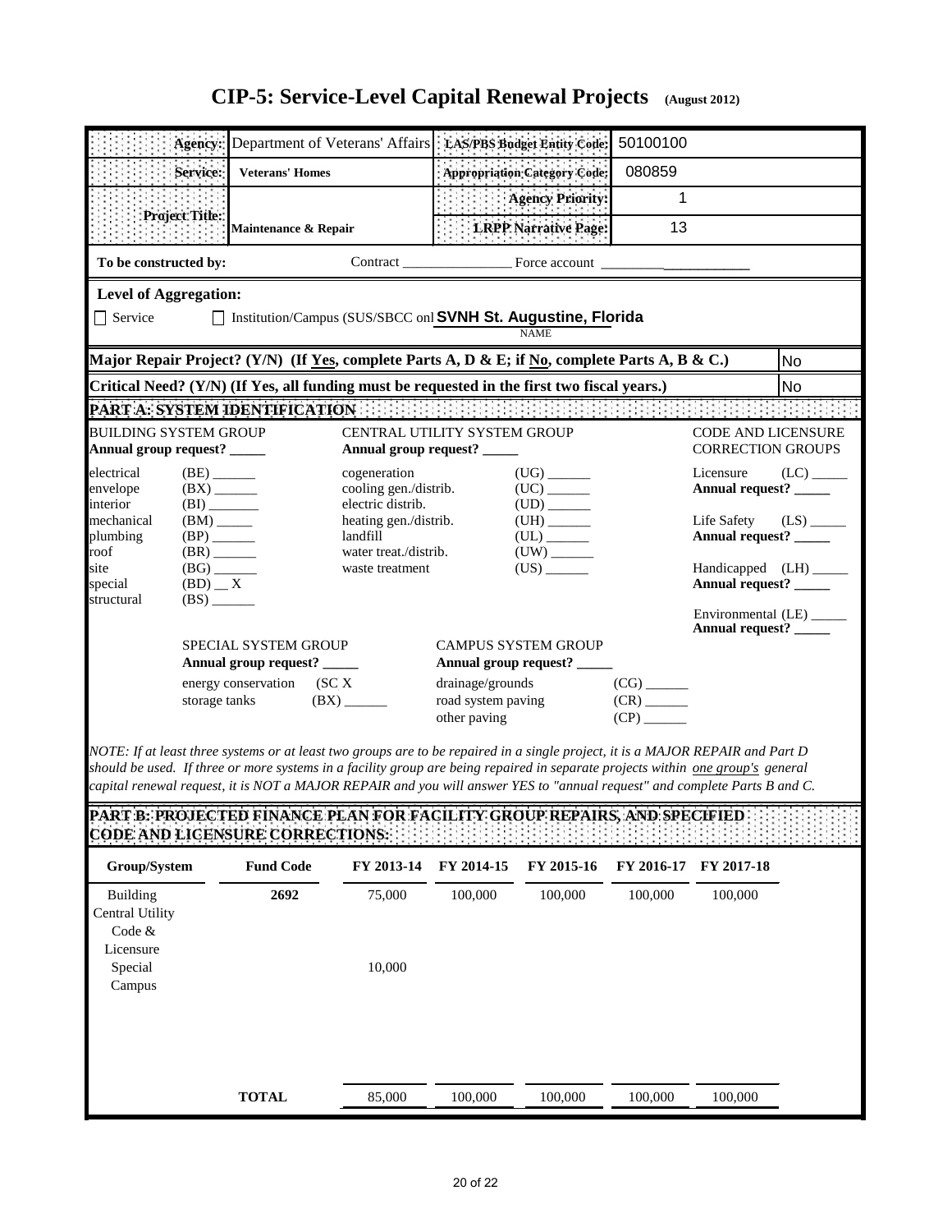# CIP-5: Service-Level Capital Renewal Projects (August 2012)

| | | | |
|---|---|---|---|
| **Agency:** | Department of Veterans' Affairs | **LAS/PBS Budget Entity Code:** | 50100100 |
| **Service:** | **Veterans' Homes** | **Appropriation Category Code:** | 080859 |
| **Project Title:** | **Maintenance & Repair** | **Agency Priority:** | 1 |
| | | **LRPP Narrative Page:** | 13 |

**To be constructed by:** Contract ________________ Force account ____________________

**Level of Aggregation:**

☐ Service ☐ Institution/Campus (SUS/SBCC onl **SVNH St. Augustine, Florida**
NAME

**Major Repair Project? (Y/N) (If Yes, complete Parts A, D & E; if No, complete Parts A, B & C.)** No

**Critical Need? (Y/N) (If Yes, all funding must be requested in the first two fiscal years.)** No

## PART A: SYSTEM IDENTIFICATION

**BUILDING SYSTEM GROUP**
**Annual group request?** _____

- electrical (BE) ______
- envelope (BX) ______
- interior (BI) _______
- mechanical (BM) _____
- plumbing (BP) ______
- roof (BR) ______
- site (BG) ______
- special (BD) __ X
- structural (BS) ______

**CENTRAL UTILITY SYSTEM GROUP**
**Annual group request?** _____

- cogeneration (UG) ______
- cooling gen./distrib. (UC) ______
- electric distrib. (UD) ______
- heating gen./distrib. (UH) ______
- landfill (UL) ______
- water treat./distrib. (UW) ______
- waste treatment (US) ______

**CODE AND LICENSURE CORRECTION GROUPS**

- Licensure (LC) _____
 **Annual request?** _____
- Life Safety (LS) _____
 **Annual request?** _____
- Handicapped (LH) _____
 **Annual request?** _____
- Environmental (LE) _____
 **Annual request?** _____

**SPECIAL SYSTEM GROUP**
**Annual group request?** _____

- energy conservation (SC X
- storage tanks (BX) ______

**CAMPUS SYSTEM GROUP**
**Annual group request?** _____

- drainage/grounds (CG) ______
- road system paving (CR) ______
- other paving (CP) ______

*NOTE: If at least three systems or at least two groups are to be repaired in a single project, it is a MAJOR REPAIR and Part D should be used. If three or more systems in a facility group are being repaired in separate projects within one group's general capital renewal request, it is NOT a MAJOR REPAIR and you will answer YES to "annual request" and complete Parts B and C.*

## PART B: PROJECTED FINANCE PLAN FOR FACILITY GROUP REPAIRS, AND SPECIFIED CODE AND LICENSURE CORRECTIONS:

| Group/System | Fund Code | FY 2013-14 | FY 2014-15 | FY 2015-16 | FY 2016-17 | FY 2017-18 |
|---|---|---|---|---|---|---|
| Building | 2692 | 75,000 | 100,000 | 100,000 | 100,000 | 100,000 |
| Central Utility | | | | | | |
| Code & Licensure | | | | | | |
| Special | | 10,000 | | | | |
| Campus | | | | | | |
| **TOTAL** | | 85,000 | 100,000 | 100,000 | 100,000 | 100,000 |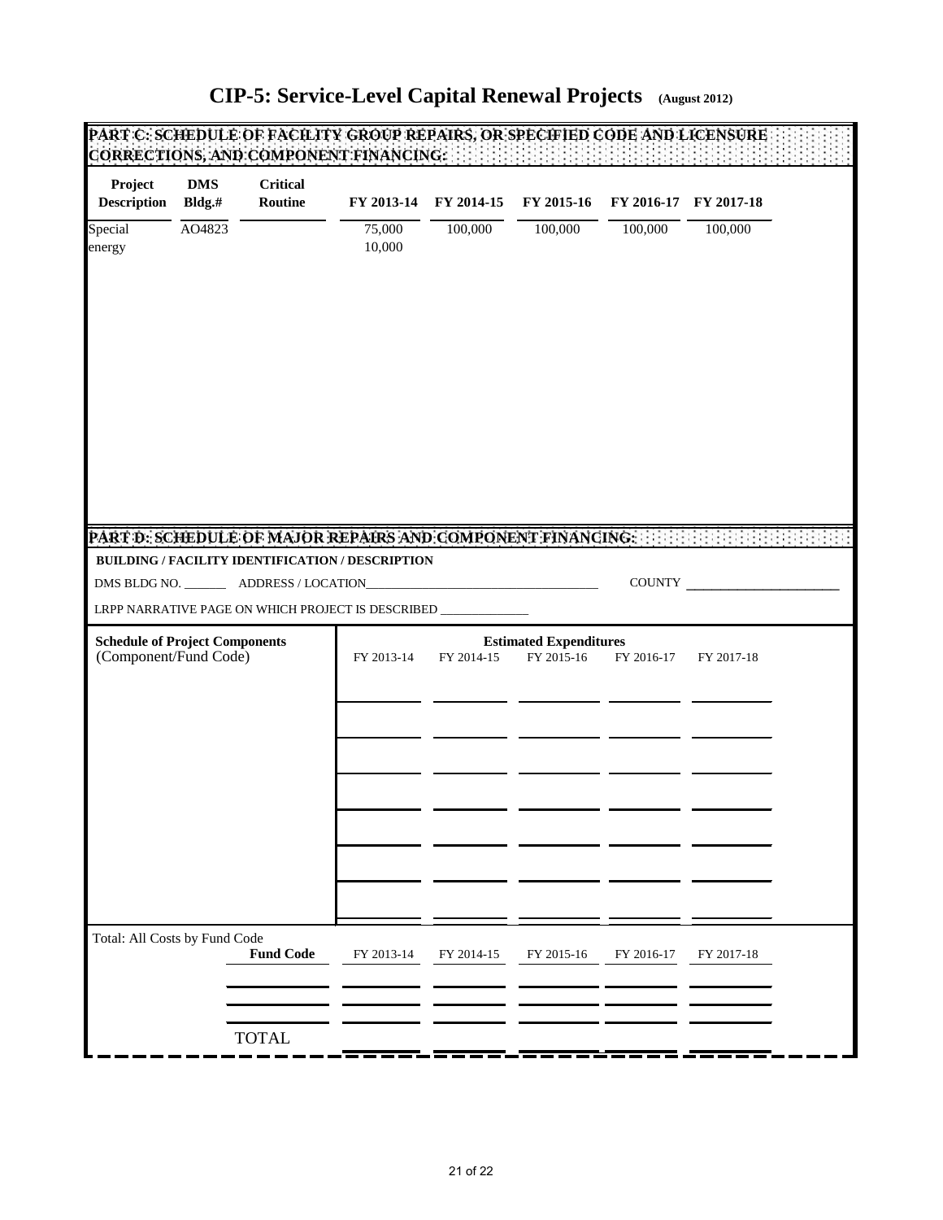# CIP-5: Service-Level Capital Renewal Projects (August 2012)

## PART C: SCHEDULE OF FACILITY GROUP REPAIRS, OR SPECIFIED CODE AND LICENSURE CORRECTIONS, AND COMPONENT FINANCING:

| Project Description | DMS Bldg.# | Critical Routine | FY 2013-14 | FY 2014-15 | FY 2015-16 | FY 2016-17 | FY 2017-18 |
|---|---|---|---|---|---|---|---|
| Special | AO4823 | | 75,000 | 100,000 | 100,000 | 100,000 | 100,000 |
| energy | | | 10,000 | | | | |

## PART D: SCHEDULE OF MAJOR REPAIRS AND COMPONENT FINANCING:

**BUILDING / FACILITY IDENTIFICATION / DESCRIPTION**

DMS BLDG NO. _______ ADDRESS / LOCATION_____________________________________ COUNTY ______________________

LRPP NARRATIVE PAGE ON WHICH PROJECT IS DESCRIBED ______________

| Schedule of Project Components (Component/Fund Code) | FY 2013-14 | FY 2014-15 | FY 2015-16 | FY 2016-17 | FY 2017-18 |
|---|---|---|---|---|---|
| | | | | | |
| | | | | | |
| | | | | | |
| | | | | | |
| | | | | | |
| | | | | | |
| | | | | | |

Estimated Expenditures

Total: All Costs by Fund Code

| Fund Code | FY 2013-14 | FY 2014-15 | FY 2015-16 | FY 2016-17 | FY 2017-18 |
|---|---|---|---|---|---|
| | | | | | |
| | | | | | |
| TOTAL | | | | | |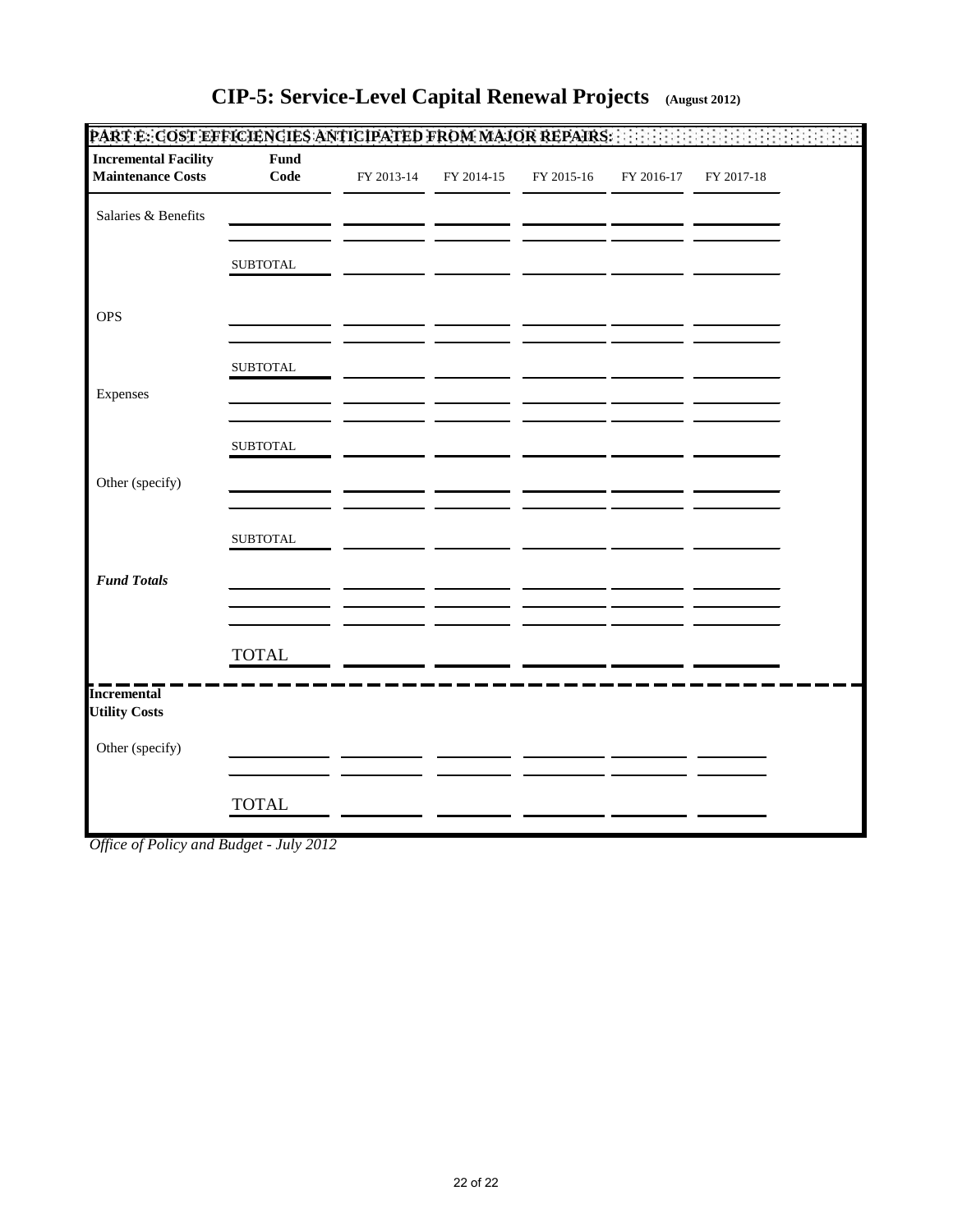# CIP-5: Service-Level Capital Renewal Projects (August 2012)

**PART E: COST EFFICIENCIES ANTICIPATED FROM MAJOR REPAIRS:**

| **Incremental Facility Maintenance Costs** | **Fund Code** | FY 2013-14 | FY 2014-15 | FY 2015-16 | FY 2016-17 | FY 2017-18 |
|---|---|---|---|---|---|---|
| Salaries & Benefits | | | | | | |
| | | | | | | |
| | SUBTOTAL | | | | | |
| OPS | | | | | | |
| | | | | | | |
| | SUBTOTAL | | | | | |
| Expenses | | | | | | |
| | | | | | | |
| | SUBTOTAL | | | | | |
| Other (specify) | | | | | | |
| | | | | | | |
| | SUBTOTAL | | | | | |
| ***Fund Totals*** | | | | | | |
| | | | | | | |
| | | | | | | |
| | TOTAL | | | | | |

| **Incremental Utility Costs** | | | | | | |
|---|---|---|---|---|---|---|
| Other (specify) | | | | | | |
| | | | | | | |
| | TOTAL | | | | | |

*Office of Policy and Budget - July 2012*